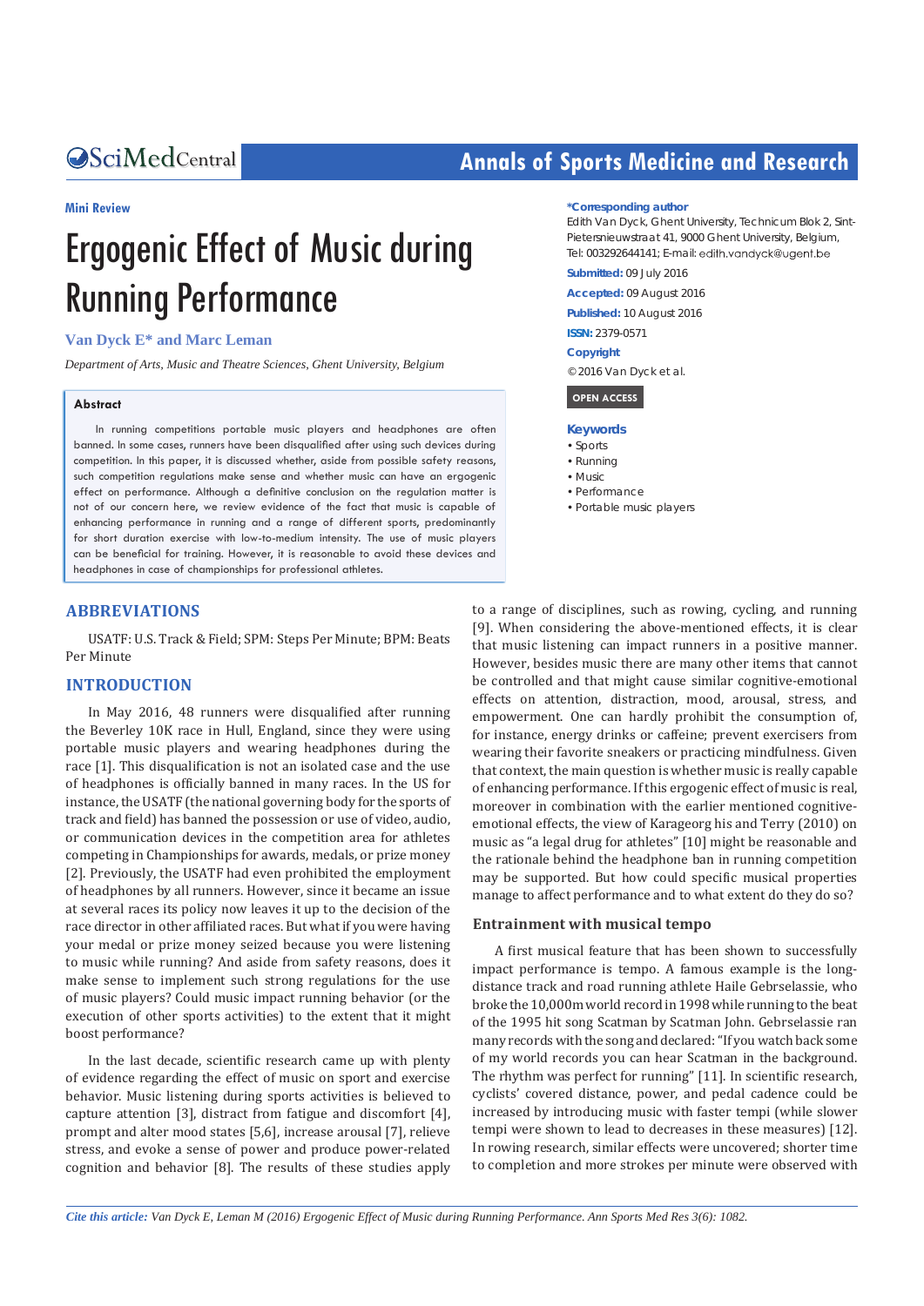Mini Review

# Ergogenic Effect of Music during Running Performance

**Van Dyck E\* and Marc Leman**

*Department of Arts, Music and Theatre Sciences, Ghent University, Belgium*

**\*Corresponding author**

Edith Van Dyck, Ghent University, Technicum Blok 2, Sint-Pietersnieuwstraat 41, 9000 Ghent University, Belgium, Tel: 003292644141; E-mail: edith.vandyck@ugent.be

**Submitted:** 09 July 2016

**Accepted:** 09 August 2016

**Published:** 10 August 2016

**ISSN:** 2379-0571

**Copyright**

© 2016 Van Dyck et al.

OPEN ACCESS

**Keywords**

- Sports
- Running
- Music
- Performance
- Portable music players

## Abstract

In running competitions portable music players and headphones are often banned. In some cases, runners have been disqualified after using such devices during competition. In this paper, it is discussed whether, aside from possible safety reasons, such competition regulations make sense and whether music can have an ergogenic effect on performance. Although a definitive conclusion on the regulation matter is not of our concern here, we review evidence of the fact that music is capable of enhancing performance in running and a range of different sports, predominantly for short duration exercise with low-to-medium intensity. The use of music players can be beneficial for training. However, it is reasonable to avoid these devices and headphones in case of championships for professional athletes.

## ABBREVIATIONS

USATF: U.S. Track & Field; SPM: Steps Per Minute; BPM: Beats Per Minute

## INTRODUCTION

In May 2016, 48 runners were disqualified after running the Beverley 10K race in Hull, England, since they were using portable music players and wearing headphones during the race [1]. This disqualification is not an isolated case and the use of headphones is officially banned in many races. In the US for instance, the USATF (the national governing body for the sports of track and field) has banned the possession or use of video, audio, or communication devices in the competition area for athletes competing in Championships for awards, medals, or prize money [2]. Previously, the USATF had even prohibited the employment of headphones by all runners. However, since it became an issue at several races its policy now leaves it up to the decision of the race director in other affiliated races. But what if you were having your medal or prize money seized because you were listening to music while running? And aside from safety reasons, does it make sense to implement such strong regulations for the use of music players? Could music impact running behavior (or the execution of other sports activities) to the extent that it might boost performance?

In the last decade, scientific research came up with plenty of evidence regarding the effect of music on sport and exercise behavior. Music listening during sports activities is believed to capture attention [3], distract from fatigue and discomfort [4], prompt and alter mood states [5,6], increase arousal [7], relieve stress, and evoke a sense of power and produce power-related cognition and behavior [8]. The results of these studies apply to a range of disciplines, such as rowing, cycling, and running [9]. When considering the above-mentioned effects, it is clear that music listening can impact runners in a positive manner. However, besides music there are many other items that cannot be controlled and that might cause similar cognitive-emotional effects on attention, distraction, mood, arousal, stress, and empowerment. One can hardly prohibit the consumption of, for instance, energy drinks or caffeine; prevent exercisers from wearing their favorite sneakers or practicing mindfulness. Given that context, the main question is whether music is really capable of enhancing performance. If this ergogenic effect of music is real, moreover in combination with the earlier mentioned cognitive-emotional effects, the view of Karageorghis and Terry (2010) on music as "a legal drug for athletes" [10] might be reasonable and the rationale behind the headphone ban in running competition may be supported. But how could specific musical properties manage to affect performance and to what extent do they do so?

### Entrainment with musical tempo

A first musical feature that has been shown to successfully impact performance is tempo. A famous example is the long-distance track and road running athlete Haile Gebrselassie, who broke the 10,000m world record in 1998 while running to the beat of the 1995 hit song Scatman by Scatman John. Gebrselassie ran many records with the song and declared: "If you watch back some of my world records you can hear Scatman in the background. The rhythm was perfect for running" [11]. In scientific research, cyclists' covered distance, power, and pedal cadence could be increased by introducing music with faster tempi (while slower tempi were shown to lead to decreases in these measures) [12]. In rowing research, similar effects were uncovered; shorter time to completion and more strokes per minute were observed with

*Cite this article:* Van Dyck E, Leman M (2016) Ergogenic Effect of Music during Running Performance. Ann Sports Med Res 3(6): 1082.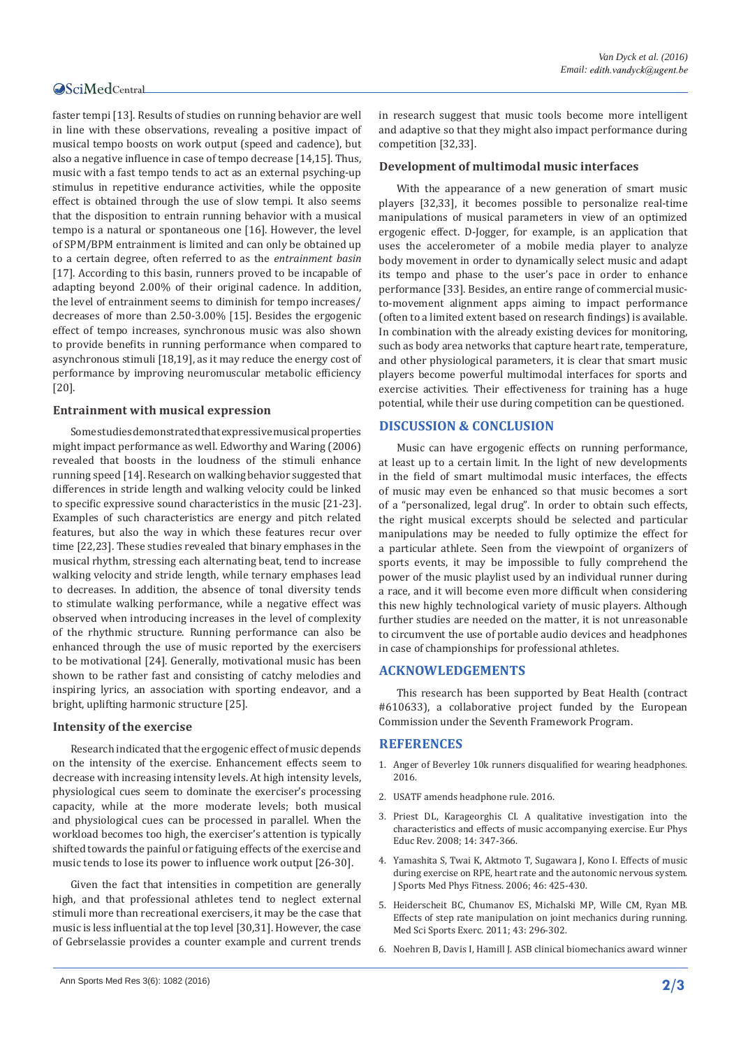faster tempi [13]. Results of studies on running behavior are well in line with these observations, revealing a positive impact of musical tempo boosts on work output (speed and cadence), but also a negative influence in case of tempo decrease [14,15]. Thus, music with a fast tempo tends to act as an external psyching-up stimulus in repetitive endurance activities, while the opposite effect is obtained through the use of slow tempi. It also seems that the disposition to entrain running behavior with a musical tempo is a natural or spontaneous one [16]. However, the level of SPM/BPM entrainment is limited and can only be obtained up to a certain degree, often referred to as the *entrainment basin* [17]. According to this basin, runners proved to be incapable of adapting beyond 2.00% of their original cadence. In addition, the level of entrainment seems to diminish for tempo increases/decreases of more than 2.50-3.00% [15]. Besides the ergogenic effect of tempo increases, synchronous music was also shown to provide benefits in running performance when compared to asynchronous stimuli [18,19], as it may reduce the energy cost of performance by improving neuromuscular metabolic efficiency [20].

### Entrainment with musical expression

Some studies demonstrated that expressive musical properties might impact performance as well. Edworthy and Waring (2006) revealed that boosts in the loudness of the stimuli enhance running speed [14]. Research on walking behavior suggested that differences in stride length and walking velocity could be linked to specific expressive sound characteristics in the music [21-23]. Examples of such characteristics are energy and pitch related features, but also the way in which these features recur over time [22,23]. These studies revealed that binary emphases in the musical rhythm, stressing each alternating beat, tend to increase walking velocity and stride length, while ternary emphases lead to decreases. In addition, the absence of tonal diversity tends to stimulate walking performance, while a negative effect was observed when introducing increases in the level of complexity of the rhythmic structure. Running performance can also be enhanced through the use of music reported by the exercisers to be motivational [24]. Generally, motivational music has been shown to be rather fast and consisting of catchy melodies and inspiring lyrics, an association with sporting endeavor, and a bright, uplifting harmonic structure [25].

### Intensity of the exercise

Research indicated that the ergogenic effect of music depends on the intensity of the exercise. Enhancement effects seem to decrease with increasing intensity levels. At high intensity levels, physiological cues seem to dominate the exerciser's processing capacity, while at the more moderate levels; both musical and physiological cues can be processed in parallel. When the workload becomes too high, the exerciser's attention is typically shifted towards the painful or fatiguing effects of the exercise and music tends to lose its power to influence work output [26-30].

Given the fact that intensities in competition are generally high, and that professional athletes tend to neglect external stimuli more than recreational exercisers, it may be the case that music is less influential at the top level [30,31]. However, the case of Gebrselassie provides a counter example and current trends in research suggest that music tools become more intelligent and adaptive so that they might also impact performance during competition [32,33].

### Development of multimodal music interfaces

With the appearance of a new generation of smart music players [32,33], it becomes possible to personalize real-time manipulations of musical parameters in view of an optimized ergogenic effect. D-Jogger, for example, is an application that uses the accelerometer of a mobile media player to analyze body movement in order to dynamically select music and adapt its tempo and phase to the user's pace in order to enhance performance [33]. Besides, an entire range of commercial music-to-movement alignment apps aiming to impact performance (often to a limited extent based on research findings) is available. In combination with the already existing devices for monitoring, such as body area networks that capture heart rate, temperature, and other physiological parameters, it is clear that smart music players become powerful multimodal interfaces for sports and exercise activities. Their effectiveness for training has a huge potential, while their use during competition can be questioned.

## DISCUSSION & CONCLUSION

Music can have ergogenic effects on running performance, at least up to a certain limit. In the light of new developments in the field of smart multimodal music interfaces, the effects of music may even be enhanced so that music becomes a sort of a "personalized, legal drug". In order to obtain such effects, the right musical excerpts should be selected and particular manipulations may be needed to fully optimize the effect for a particular athlete. Seen from the viewpoint of organizers of sports events, it may be impossible to fully comprehend the power of the music playlist used by an individual runner during a race, and it will become even more difficult when considering this new highly technological variety of music players. Although further studies are needed on the matter, it is not unreasonable to circumvent the use of portable audio devices and headphones in case of championships for professional athletes.

## ACKNOWLEDGEMENTS

This research has been supported by Beat Health (contract #610633), a collaborative project funded by the European Commission under the Seventh Framework Program.

## REFERENCES

1. Anger of Beverley 10k runners disqualified for wearing headphones. 2016.
2. USATF amends headphone rule. 2016.
3. Priest DL, Karageorghis CI. A qualitative investigation into the characteristics and effects of music accompanying exercise. Eur Phys Educ Rev. 2008; 14: 347-366.
4. Yamashita S, Twai K, Aktmoto T, Sugawara J, Kono I. Effects of music during exercise on RPE, heart rate and the autonomic nervous system. J Sports Med Phys Fitness. 2006; 46: 425-430.
5. Heiderscheit BC, Chumanov ES, Michalski MP, Wille CM, Ryan MB. Effects of step rate manipulation on joint mechanics during running. Med Sci Sports Exerc. 2011; 43: 296-302.
6. Noehren B, Davis I, Hamill J. ASB clinical biomechanics award winner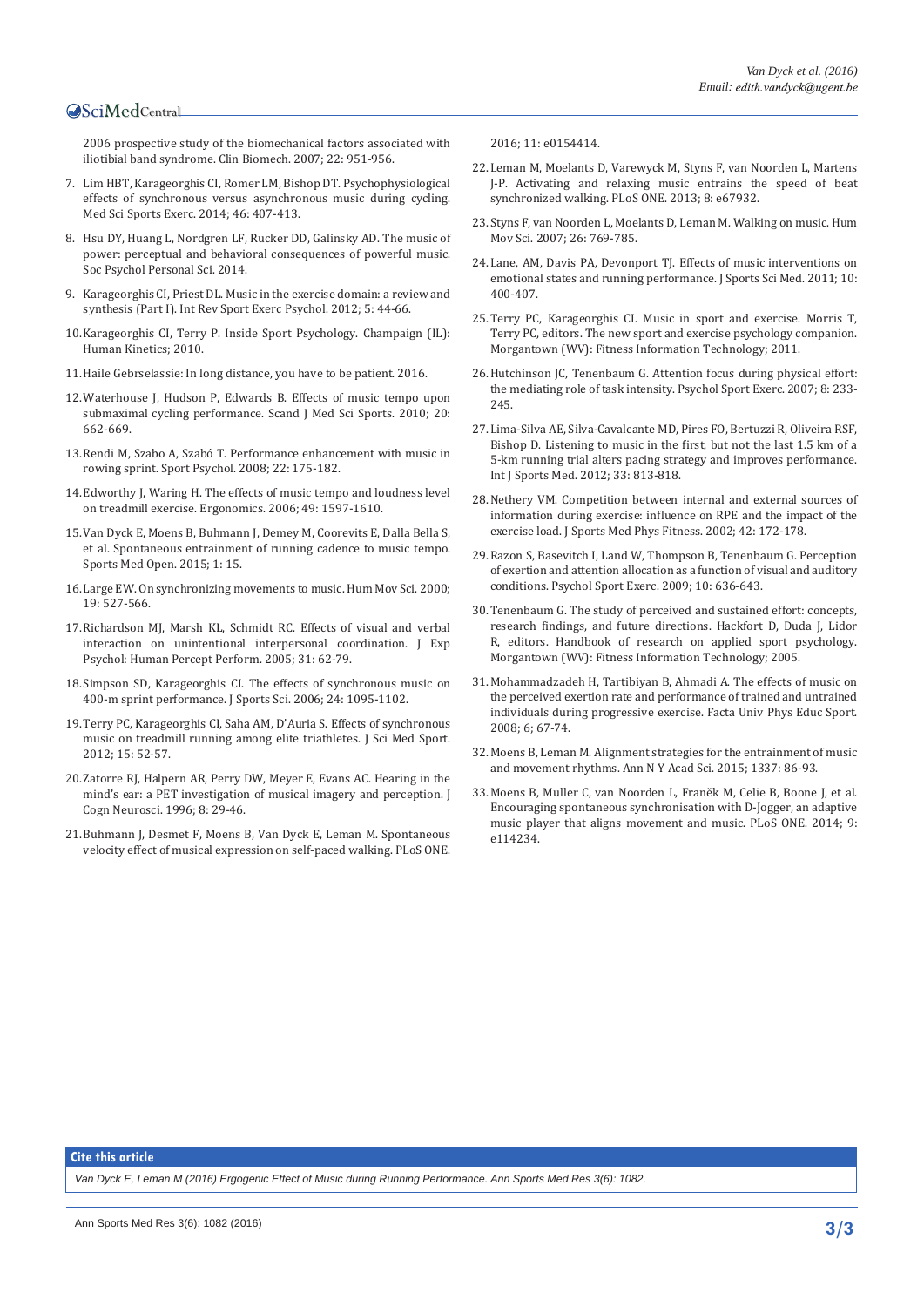2006 prospective study of the biomechanical factors associated with iliotibial band syndrome. Clin Biomech. 2007; 22: 951-956.

7. Lim HBT, Karageorghis CI, Romer LM, Bishop DT. Psychophysiological effects of synchronous versus asynchronous music during cycling. Med Sci Sports Exerc. 2014; 46: 407-413.

8. Hsu DY, Huang L, Nordgren LF, Rucker DD, Galinsky AD. The music of power: perceptual and behavioral consequences of powerful music. Soc Psychol Personal Sci. 2014.

9. Karageorghis CI, Priest DL. Music in the exercise domain: a review and synthesis (Part I). Int Rev Sport Exerc Psychol. 2012; 5: 44-66.

10. Karageorghis CI, Terry P. Inside Sport Psychology. Champaign (IL): Human Kinetics; 2010.

11. Haile Gebrselassie: In long distance, you have to be patient. 2016.

12. Waterhouse J, Hudson P, Edwards B. Effects of music tempo upon submaximal cycling performance. Scand J Med Sci Sports. 2010; 20: 662-669.

13. Rendi M, Szabo A, Szabó T. Performance enhancement with music in rowing sprint. Sport Psychol. 2008; 22: 175-182.

14. Edworthy J, Waring H. The effects of music tempo and loudness level on treadmill exercise. Ergonomics. 2006; 49: 1597-1610.

15. Van Dyck E, Moens B, Buhmann J, Demey M, Coorevits E, Dalla Bella S, et al. Spontaneous entrainment of running cadence to music tempo. Sports Med Open. 2015; 1: 15.

16. Large EW. On synchronizing movements to music. Hum Mov Sci. 2000; 19: 527-566.

17. Richardson MJ, Marsh KL, Schmidt RC. Effects of visual and verbal interaction on unintentional interpersonal coordination. J Exp Psychol: Human Percept Perform. 2005; 31: 62-79.

18. Simpson SD, Karageorghis CI. The effects of synchronous music on 400-m sprint performance. J Sports Sci. 2006; 24: 1095-1102.

19. Terry PC, Karageorghis CI, Saha AM, D'Auria S. Effects of synchronous music on treadmill running among elite triathletes. J Sci Med Sport. 2012; 15: 52-57.

20. Zatorre RJ, Halpern AR, Perry DW, Meyer E, Evans AC. Hearing in the mind's ear: a PET investigation of musical imagery and perception. J Cogn Neurosci. 1996; 8: 29-46.

21. Buhmann J, Desmet F, Moens B, Van Dyck E, Leman M. Spontaneous velocity effect of musical expression on self-paced walking. PLoS ONE. 2016; 11: e0154414.

22. Leman M, Moelants D, Varewyck M, Styns F, van Noorden L, Martens J-P. Activating and relaxing music entrains the speed of beat synchronized walking. PLoS ONE. 2013; 8: e67932.

23. Styns F, van Noorden L, Moelants D, Leman M. Walking on music. Hum Mov Sci. 2007; 26: 769-785.

24. Lane, AM, Davis PA, Devonport TJ. Effects of music interventions on emotional states and running performance. J Sports Sci Med. 2011; 10: 400-407.

25. Terry PC, Karageorghis CI. Music in sport and exercise. Morris T, Terry PC, editors. The new sport and exercise psychology companion. Morgantown (WV): Fitness Information Technology; 2011.

26. Hutchinson JC, Tenenbaum G. Attention focus during physical effort: the mediating role of task intensity. Psychol Sport Exerc. 2007; 8: 233-245.

27. Lima-Silva AE, Silva-Cavalcante MD, Pires FO, Bertuzzi R, Oliveira RSF, Bishop D. Listening to music in the first, but not the last 1.5 km of a 5-km running trial alters pacing strategy and improves performance. Int J Sports Med. 2012; 33: 813-818.

28. Nethery VM. Competition between internal and external sources of information during exercise: influence on RPE and the impact of the exercise load. J Sports Med Phys Fitness. 2002; 42: 172-178.

29. Razon S, Basevitch I, Land W, Thompson B, Tenenbaum G. Perception of exertion and attention allocation as a function of visual and auditory conditions. Psychol Sport Exerc. 2009; 10: 636-643.

30. Tenenbaum G. The study of perceived and sustained effort: concepts, research findings, and future directions. Hackfort D, Duda J, Lidor R, editors. Handbook of research on applied sport psychology. Morgantown (WV): Fitness Information Technology; 2005.

31. Mohammadzadeh H, Tartibiyan B, Ahmadi A. The effects of music on the perceived exertion rate and performance of trained and untrained individuals during progressive exercise. Facta Univ Phys Educ Sport. 2008; 6; 67-74.

32. Moens B, Leman M. Alignment strategies for the entrainment of music and movement rhythms. Ann N Y Acad Sci. 2015; 1337: 86-93.

33. Moens B, Muller C, van Noorden L, Franěk M, Celie B, Boone J, et al. Encouraging spontaneous synchronisation with D-Jogger, an adaptive music player that aligns movement and music. PLoS ONE. 2014; 9: e114234.

**Cite this article**

*Van Dyck E, Leman M (2016) Ergogenic Effect of Music during Running Performance. Ann Sports Med Res 3(6): 1082.*